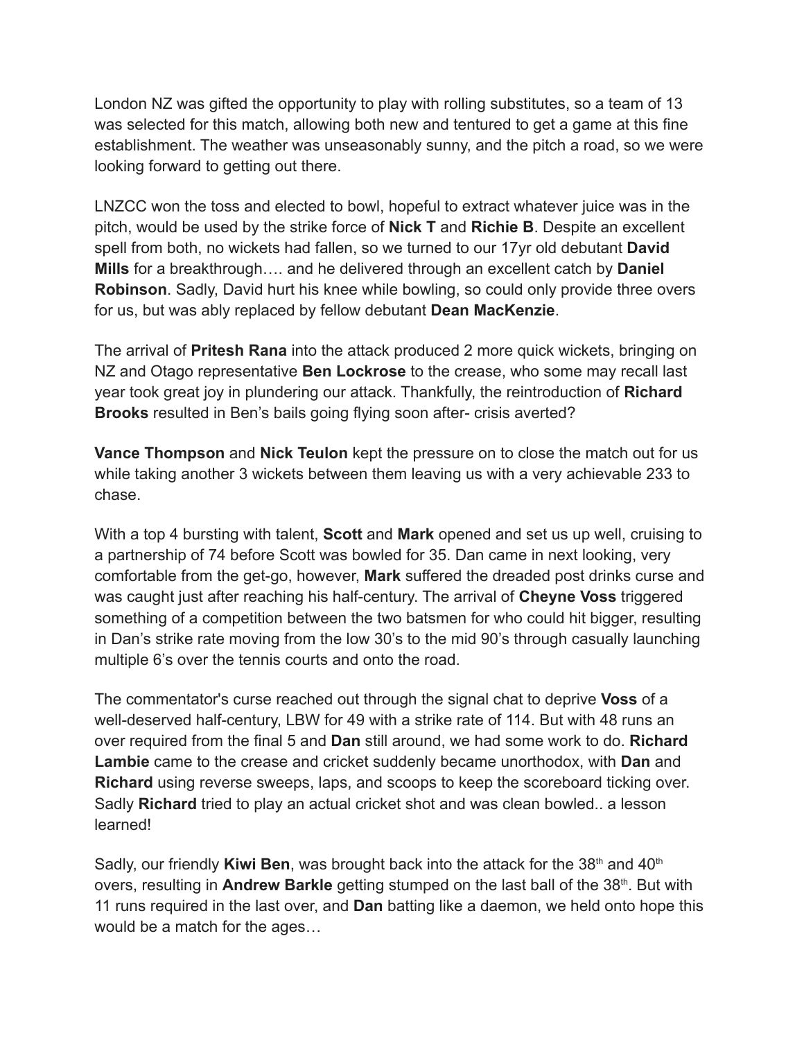London NZ was gifted the opportunity to play with rolling substitutes, so a team of 13 was selected for this match, allowing both new and tentured to get a game at this fine establishment. The weather was unseasonably sunny, and the pitch a road, so we were looking forward to getting out there.

LNZCC won the toss and elected to bowl, hopeful to extract whatever juice was in the pitch, would be used by the strike force of **Nick T** and **Richie B**. Despite an excellent spell from both, no wickets had fallen, so we turned to our 17yr old debutant **David Mills** for a breakthrough…. and he delivered through an excellent catch by **Daniel Robinson**. Sadly, David hurt his knee while bowling, so could only provide three overs for us, but was ably replaced by fellow debutant **Dean MacKenzie**.

The arrival of **Pritesh Rana** into the attack produced 2 more quick wickets, bringing on NZ and Otago representative **Ben Lockrose** to the crease, who some may recall last year took great joy in plundering our attack. Thankfully, the reintroduction of **Richard Brooks** resulted in Ben's bails going flying soon after- crisis averted?

**Vance Thompson** and **Nick Teulon** kept the pressure on to close the match out for us while taking another 3 wickets between them leaving us with a very achievable 233 to chase.

With a top 4 bursting with talent, **Scott** and **Mark** opened and set us up well, cruising to a partnership of 74 before Scott was bowled for 35. Dan came in next looking, very comfortable from the get-go, however, **Mark** suffered the dreaded post drinks curse and was caught just after reaching his half-century. The arrival of **Cheyne Voss** triggered something of a competition between the two batsmen for who could hit bigger, resulting in Dan's strike rate moving from the low 30's to the mid 90's through casually launching multiple 6's over the tennis courts and onto the road.

The commentator's curse reached out through the signal chat to deprive **Voss** of a well-deserved half-century, LBW for 49 with a strike rate of 114. But with 48 runs an over required from the final 5 and **Dan** still around, we had some work to do. **Richard Lambie** came to the crease and cricket suddenly became unorthodox, with **Dan** and **Richard** using reverse sweeps, laps, and scoops to keep the scoreboard ticking over. Sadly **Richard** tried to play an actual cricket shot and was clean bowled.. a lesson learned!

Sadly, our friendly **Kiwi Ben**, was brought back into the attack for the 38th and 40th overs, resulting in **Andrew Barkle** getting stumped on the last ball of the 38th. But with 11 runs required in the last over, and **Dan** batting like a daemon, we held onto hope this would be a match for the ages…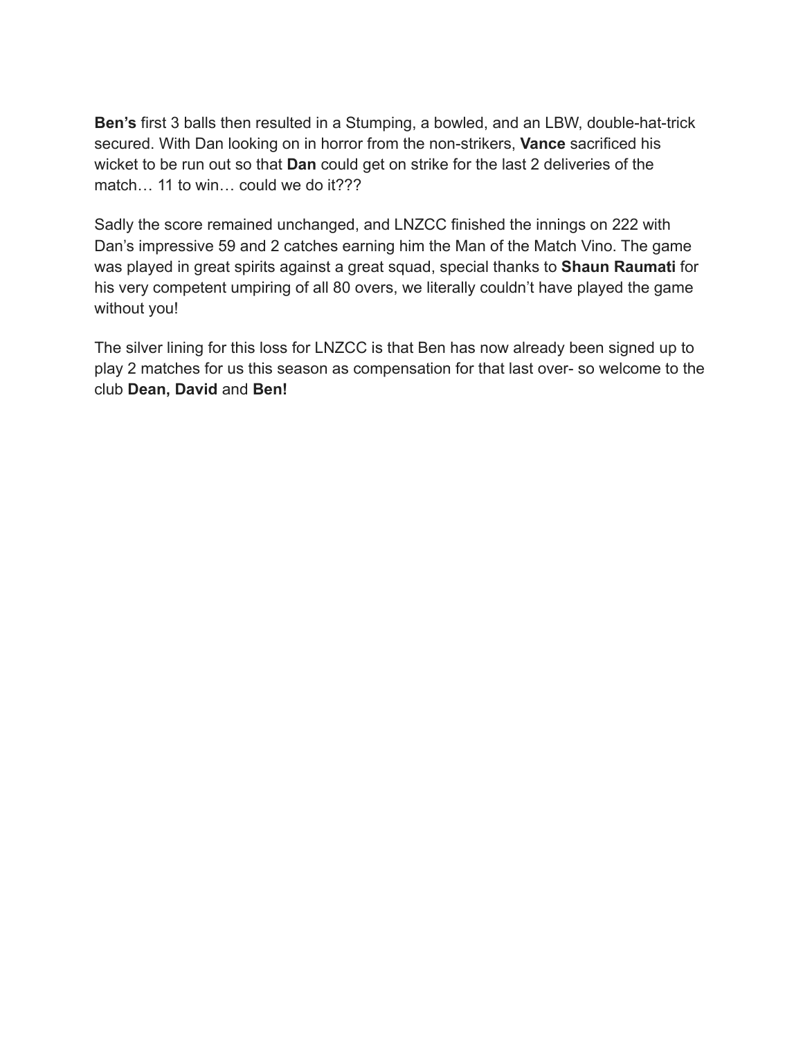**Ben's** first 3 balls then resulted in a Stumping, a bowled, and an LBW, double-hat-trick secured. With Dan looking on in horror from the non-strikers, **Vance** sacrificed his wicket to be run out so that **Dan** could get on strike for the last 2 deliveries of the match… 11 to win… could we do it???

Sadly the score remained unchanged, and LNZCC finished the innings on 222 with Dan's impressive 59 and 2 catches earning him the Man of the Match Vino. The game was played in great spirits against a great squad, special thanks to **Shaun Raumati** for his very competent umpiring of all 80 overs, we literally couldn't have played the game without you!

The silver lining for this loss for LNZCC is that Ben has now already been signed up to play 2 matches for us this season as compensation for that last over- so welcome to the club **Dean, David** and **Ben!**